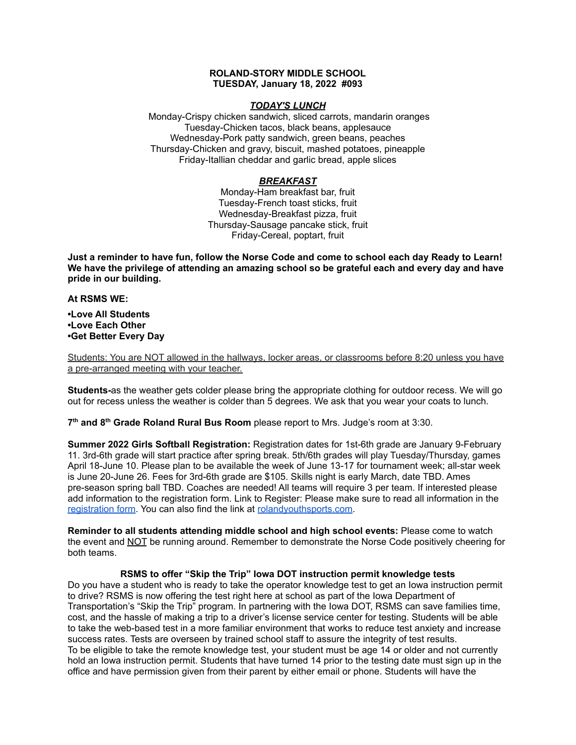**ROLAND-STORY MIDDLE SCHOOL**
**TUESDAY, January 18, 2022 #093**

***TODAY'S LUNCH***

Monday-Crispy chicken sandwich, sliced carrots, mandarin oranges
Tuesday-Chicken tacos, black beans, applesauce
Wednesday-Pork patty sandwich, green beans, peaches
Thursday-Chicken and gravy, biscuit, mashed potatoes, pineapple
Friday-Itallian cheddar and garlic bread, apple slices

***BREAKFAST***

Monday-Ham breakfast bar, fruit
Tuesday-French toast sticks, fruit
Wednesday-Breakfast pizza, fruit
Thursday-Sausage pancake stick, fruit
Friday-Cereal, poptart, fruit

**Just a reminder to have fun, follow the Norse Code and come to school each day Ready to Learn! We have the privilege of attending an amazing school so be grateful each and every day and have pride in our building.**

**At RSMS WE:**

**•Love All Students**
**•Love Each Other**
**•Get Better Every Day**

Students: You are NOT allowed in the hallways, locker areas, or classrooms before 8:20 unless you have a pre-arranged meeting with your teacher.

**Students-**as the weather gets colder please bring the appropriate clothing for outdoor recess. We will go out for recess unless the weather is colder than 5 degrees. We ask that you wear your coats to lunch.

**7th and 8th Grade Roland Rural Bus Room** please report to Mrs. Judge's room at 3:30.

**Summer 2022 Girls Softball Registration:** Registration dates for 1st-6th grade are January 9-February 11. 3rd-6th grade will start practice after spring break. 5th/6th grades will play Tuesday/Thursday, games April 18-June 10. Please plan to be available the week of June 13-17 for tournament week; all-star week is June 20-June 26. Fees for 3rd-6th grade are $105. Skills night is early March, date TBD. Ames pre-season spring ball TBD. Coaches are needed! All teams will require 3 per team. If interested please add information to the registration form. Link to Register: Please make sure to read all information in the registration form. You can also find the link at rolandyouthsports.com.

**Reminder to all students attending middle school and high school events:** Please come to watch the event and NOT be running around. Remember to demonstrate the Norse Code positively cheering for both teams.

**RSMS to offer "Skip the Trip" Iowa DOT instruction permit knowledge tests**

Do you have a student who is ready to take the operator knowledge test to get an Iowa instruction permit to drive? RSMS is now offering the test right here at school as part of the Iowa Department of Transportation's "Skip the Trip" program. In partnering with the Iowa DOT, RSMS can save families time, cost, and the hassle of making a trip to a driver's license service center for testing. Students will be able to take the web-based test in a more familiar environment that works to reduce test anxiety and increase success rates. Tests are overseen by trained school staff to assure the integrity of test results.
To be eligible to take the remote knowledge test, your student must be age 14 or older and not currently hold an Iowa instruction permit. Students that have turned 14 prior to the testing date must sign up in the office and have permission given from their parent by either email or phone. Students will have the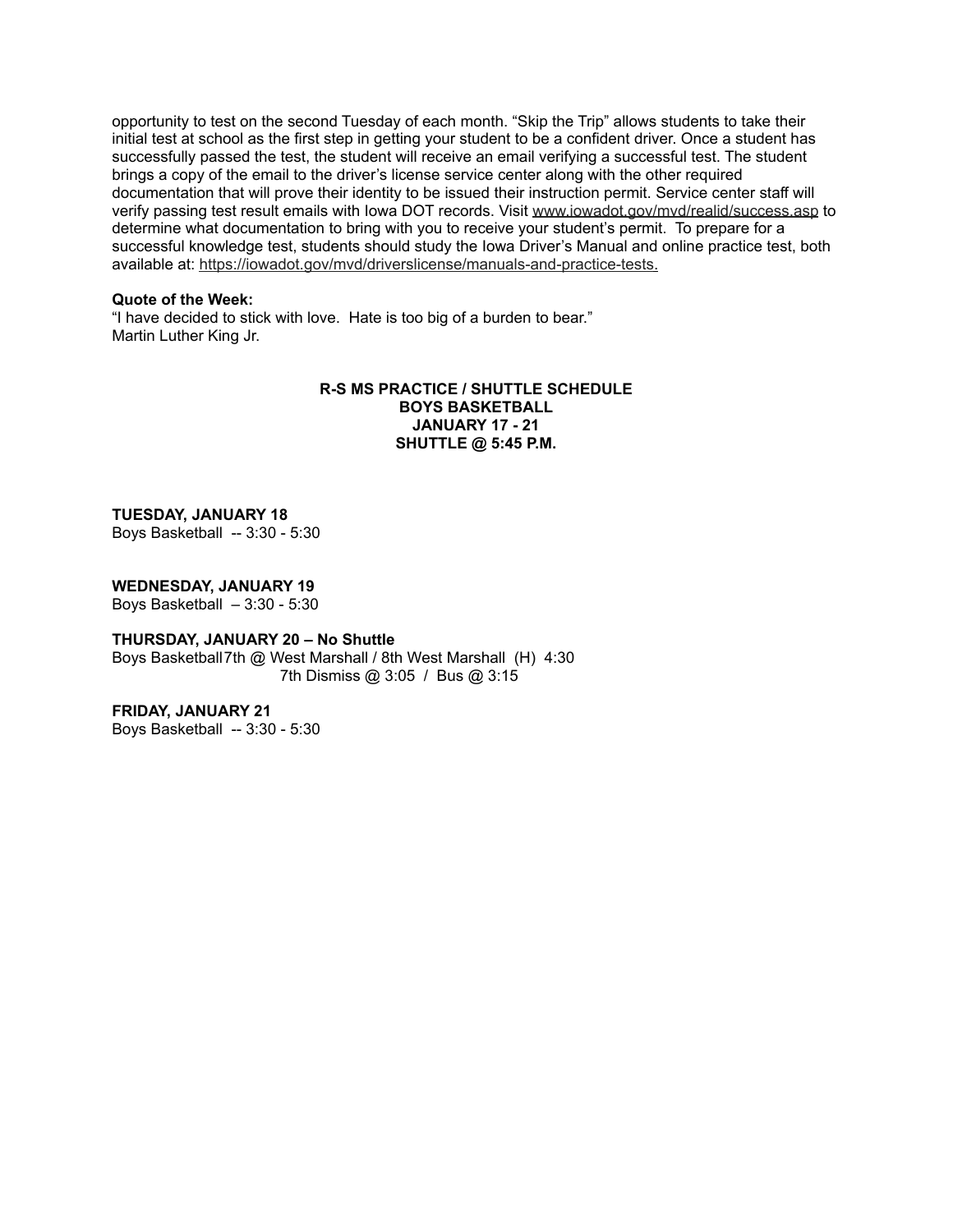opportunity to test on the second Tuesday of each month. “Skip the Trip” allows students to take their initial test at school as the first step in getting your student to be a confident driver. Once a student has successfully passed the test, the student will receive an email verifying a successful test. The student brings a copy of the email to the driver’s license service center along with the other required documentation that will prove their identity to be issued their instruction permit. Service center staff will verify passing test result emails with Iowa DOT records. Visit www.iowadot.gov/mvd/realid/success.asp to determine what documentation to bring with you to receive your student’s permit. To prepare for a successful knowledge test, students should study the Iowa Driver’s Manual and online practice test, both available at: https://iowadot.gov/mvd/driverslicense/manuals-and-practice-tests.

**Quote of the Week:**
“I have decided to stick with love. Hate is too big of a burden to bear.”
Martin Luther King Jr.

**R-S MS PRACTICE / SHUTTLE SCHEDULE**
**BOYS BASKETBALL**
**JANUARY 17 - 21**
**SHUTTLE @ 5:45 P.M.**

**TUESDAY, JANUARY 18**
Boys Basketball -- 3:30 - 5:30

**WEDNESDAY, JANUARY 19**
Boys Basketball – 3:30 - 5:30

**THURSDAY, JANUARY 20 – No Shuttle**
Boys Basketball7th @ West Marshall / 8th West Marshall (H) 4:30
7th Dismiss @ 3:05 / Bus @ 3:15

**FRIDAY, JANUARY 21**
Boys Basketball -- 3:30 - 5:30